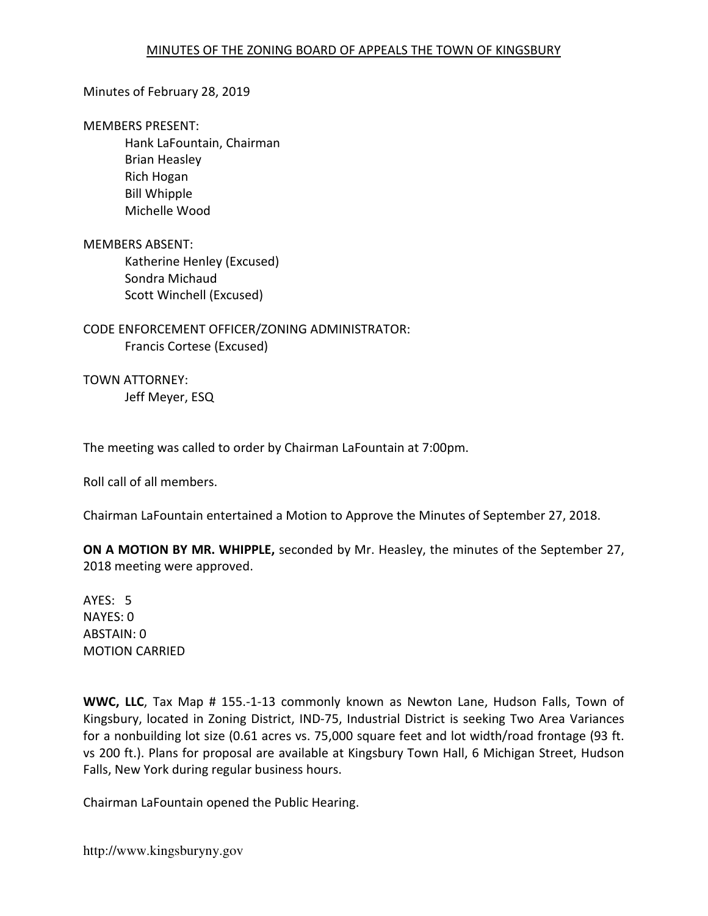MINUTES OF THE ZONING BOARD OF APPEALS THE TOWN OF KINGSBURY

Minutes of February 28, 2019

MEMBERS PRESENT:
- Hank LaFountain, Chairman
- Brian Heasley
- Rich Hogan
- Bill Whipple
- Michelle Wood

MEMBERS ABSENT:
- Katherine Henley (Excused)
- Sondra Michaud
- Scott Winchell (Excused)

CODE ENFORCEMENT OFFICER/ZONING ADMINISTRATOR:
- Francis Cortese (Excused)

TOWN ATTORNEY:
- Jeff Meyer, ESQ

The meeting was called to order by Chairman LaFountain at 7:00pm.

Roll call of all members.

Chairman LaFountain entertained a Motion to Approve the Minutes of September 27, 2018.

**ON A MOTION BY MR. WHIPPLE,** seconded by Mr. Heasley, the minutes of the September 27, 2018 meeting were approved.

AYES: 5
NAYES: 0
ABSTAIN: 0
MOTION CARRIED

**WWC, LLC**, Tax Map # 155.-1-13 commonly known as Newton Lane, Hudson Falls, Town of Kingsbury, located in Zoning District, IND-75, Industrial District is seeking Two Area Variances for a nonbuilding lot size (0.61 acres vs. 75,000 square feet and lot width/road frontage (93 ft. vs 200 ft.). Plans for proposal are available at Kingsbury Town Hall, 6 Michigan Street, Hudson Falls, New York during regular business hours.

Chairman LaFountain opened the Public Hearing.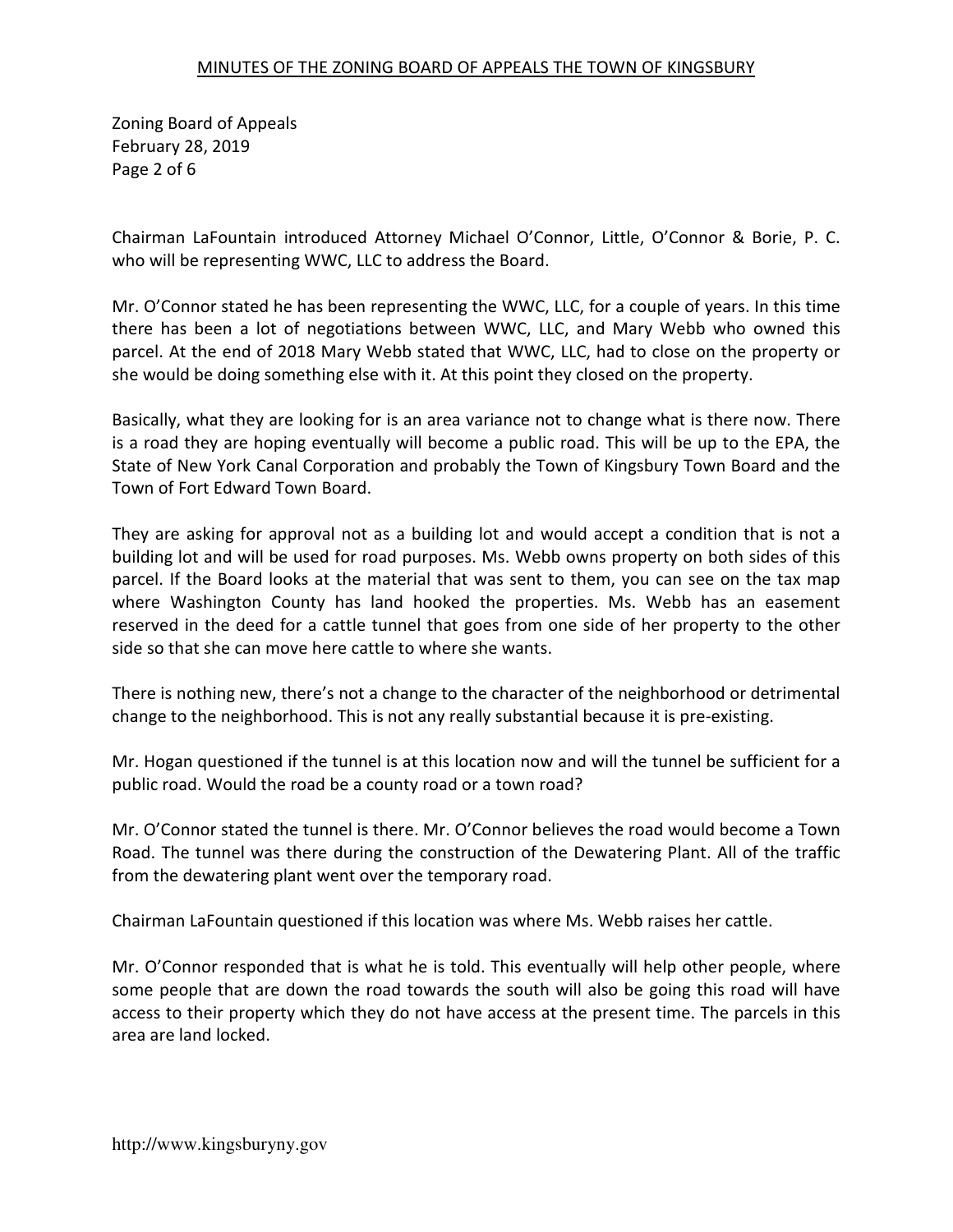Chairman LaFountain introduced Attorney Michael O'Connor, Little, O'Connor & Borie, P. C. who will be representing WWC, LLC to address the Board.

Mr. O'Connor stated he has been representing the WWC, LLC, for a couple of years. In this time there has been a lot of negotiations between WWC, LLC, and Mary Webb who owned this parcel. At the end of 2018 Mary Webb stated that WWC, LLC, had to close on the property or she would be doing something else with it. At this point they closed on the property.

Basically, what they are looking for is an area variance not to change what is there now. There is a road they are hoping eventually will become a public road. This will be up to the EPA, the State of New York Canal Corporation and probably the Town of Kingsbury Town Board and the Town of Fort Edward Town Board.

They are asking for approval not as a building lot and would accept a condition that is not a building lot and will be used for road purposes. Ms. Webb owns property on both sides of this parcel. If the Board looks at the material that was sent to them, you can see on the tax map where Washington County has land hooked the properties. Ms. Webb has an easement reserved in the deed for a cattle tunnel that goes from one side of her property to the other side so that she can move here cattle to where she wants.

There is nothing new, there's not a change to the character of the neighborhood or detrimental change to the neighborhood. This is not any really substantial because it is pre-existing.

Mr. Hogan questioned if the tunnel is at this location now and will the tunnel be sufficient for a public road. Would the road be a county road or a town road?

Mr. O'Connor stated the tunnel is there. Mr. O'Connor believes the road would become a Town Road. The tunnel was there during the construction of the Dewatering Plant. All of the traffic from the dewatering plant went over the temporary road.

Chairman LaFountain questioned if this location was where Ms. Webb raises her cattle.

Mr. O'Connor responded that is what he is told. This eventually will help other people, where some people that are down the road towards the south will also be going this road will have access to their property which they do not have access at the present time. The parcels in this area are land locked.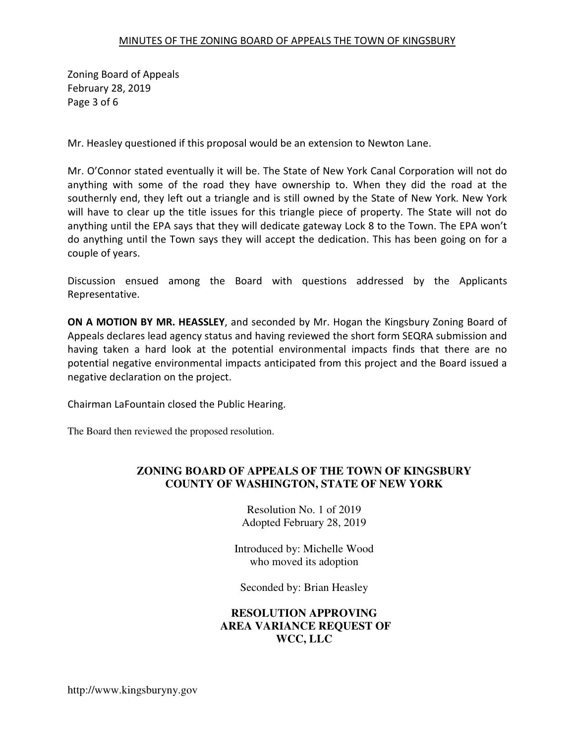Mr. Heasley questioned if this proposal would be an extension to Newton Lane.

Mr. O'Connor stated eventually it will be. The State of New York Canal Corporation will not do anything with some of the road they have ownership to. When they did the road at the southernly end, they left out a triangle and is still owned by the State of New York. New York will have to clear up the title issues for this triangle piece of property. The State will not do anything until the EPA says that they will dedicate gateway Lock 8 to the Town. The EPA won't do anything until the Town says they will accept the dedication. This has been going on for a couple of years.

Discussion ensued among the Board with questions addressed by the Applicants Representative.

**ON A MOTION BY MR. HEASSLEY**, and seconded by Mr. Hogan the Kingsbury Zoning Board of Appeals declares lead agency status and having reviewed the short form SEQRA submission and having taken a hard look at the potential environmental impacts finds that there are no potential negative environmental impacts anticipated from this project and the Board issued a negative declaration on the project.

Chairman LaFountain closed the Public Hearing.

The Board then reviewed the proposed resolution.

## ZONING BOARD OF APPEALS OF THE TOWN OF KINGSBURY COUNTY OF WASHINGTON, STATE OF NEW YORK

Resolution No. 1 of 2019
Adopted February 28, 2019

Introduced by: Michelle Wood
who moved its adoption

Seconded by: Brian Heasley

### RESOLUTION APPROVING AREA VARIANCE REQUEST OF WCC, LLC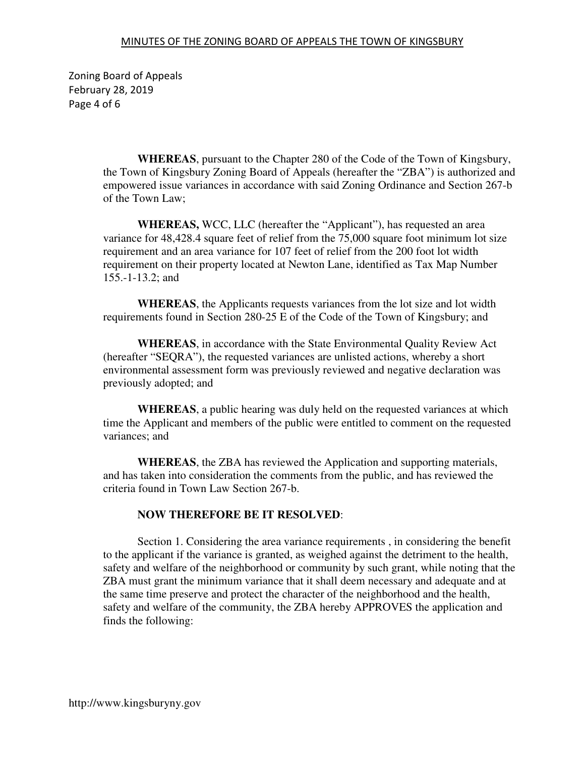**WHEREAS**, pursuant to the Chapter 280 of the Code of the Town of Kingsbury, the Town of Kingsbury Zoning Board of Appeals (hereafter the "ZBA") is authorized and empowered issue variances in accordance with said Zoning Ordinance and Section 267-b of the Town Law;

**WHEREAS,** WCC, LLC (hereafter the "Applicant"), has requested an area variance for 48,428.4 square feet of relief from the 75,000 square foot minimum lot size requirement and an area variance for 107 feet of relief from the 200 foot lot width requirement on their property located at Newton Lane, identified as Tax Map Number 155.-1-13.2; and

**WHEREAS**, the Applicants requests variances from the lot size and lot width requirements found in Section 280-25 E of the Code of the Town of Kingsbury; and

**WHEREAS**, in accordance with the State Environmental Quality Review Act (hereafter "SEQRA"), the requested variances are unlisted actions, whereby a short environmental assessment form was previously reviewed and negative declaration was previously adopted; and

**WHEREAS**, a public hearing was duly held on the requested variances at which time the Applicant and members of the public were entitled to comment on the requested variances; and

**WHEREAS**, the ZBA has reviewed the Application and supporting materials, and has taken into consideration the comments from the public, and has reviewed the criteria found in Town Law Section 267-b.

**NOW THEREFORE BE IT RESOLVED**:

Section 1. Considering the area variance requirements , in considering the benefit to the applicant if the variance is granted, as weighed against the detriment to the health, safety and welfare of the neighborhood or community by such grant, while noting that the ZBA must grant the minimum variance that it shall deem necessary and adequate and at the same time preserve and protect the character of the neighborhood and the health, safety and welfare of the community, the ZBA hereby APPROVES the application and finds the following: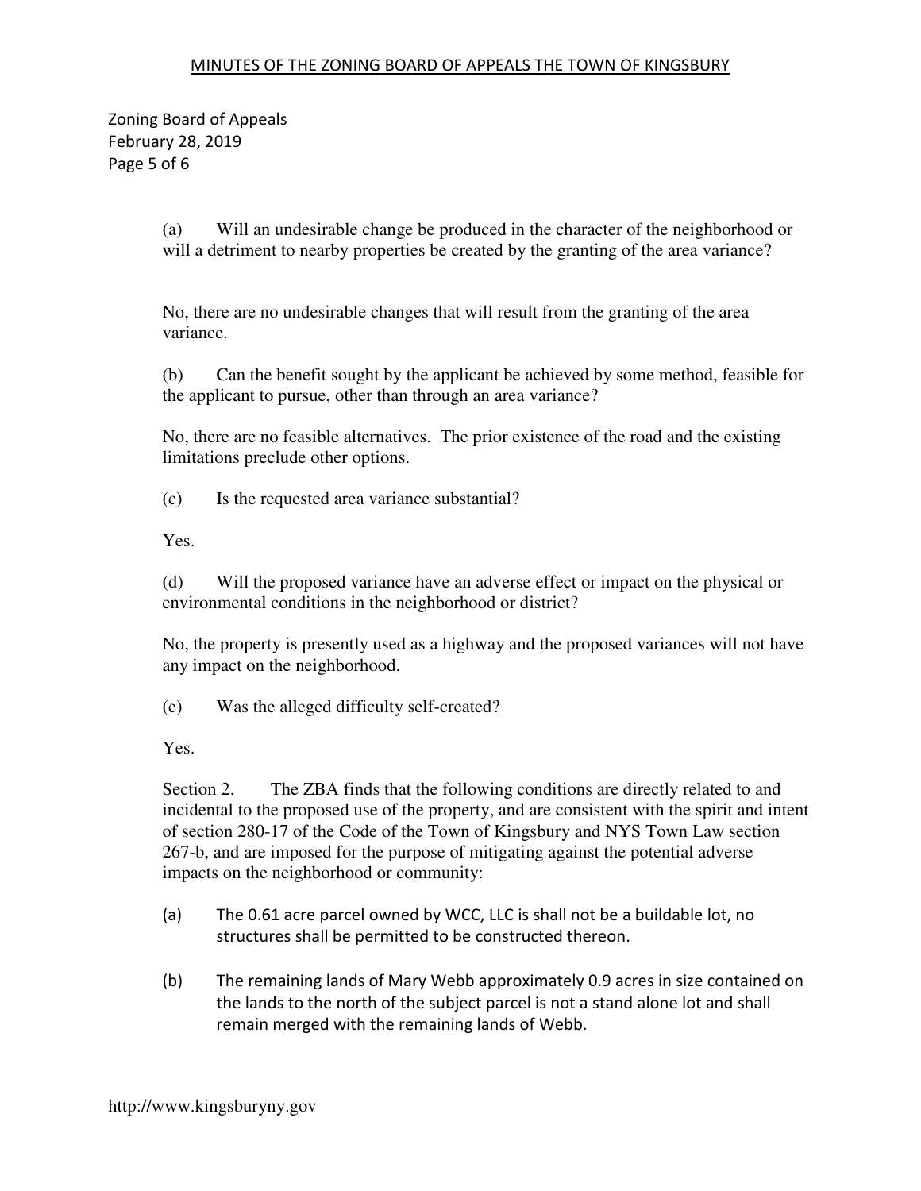(a) Will an undesirable change be produced in the character of the neighborhood or will a detriment to nearby properties be created by the granting of the area variance?

No, there are no undesirable changes that will result from the granting of the area variance.

(b) Can the benefit sought by the applicant be achieved by some method, feasible for the applicant to pursue, other than through an area variance?

No, there are no feasible alternatives. The prior existence of the road and the existing limitations preclude other options.

(c) Is the requested area variance substantial?

Yes.

(d) Will the proposed variance have an adverse effect or impact on the physical or environmental conditions in the neighborhood or district?

No, the property is presently used as a highway and the proposed variances will not have any impact on the neighborhood.

(e) Was the alleged difficulty self-created?

Yes.

Section 2. The ZBA finds that the following conditions are directly related to and incidental to the proposed use of the property, and are consistent with the spirit and intent of section 280-17 of the Code of the Town of Kingsbury and NYS Town Law section 267-b, and are imposed for the purpose of mitigating against the potential adverse impacts on the neighborhood or community:

(a) The 0.61 acre parcel owned by WCC, LLC is shall not be a buildable lot, no structures shall be permitted to be constructed thereon.

(b) The remaining lands of Mary Webb approximately 0.9 acres in size contained on the lands to the north of the subject parcel is not a stand alone lot and shall remain merged with the remaining lands of Webb.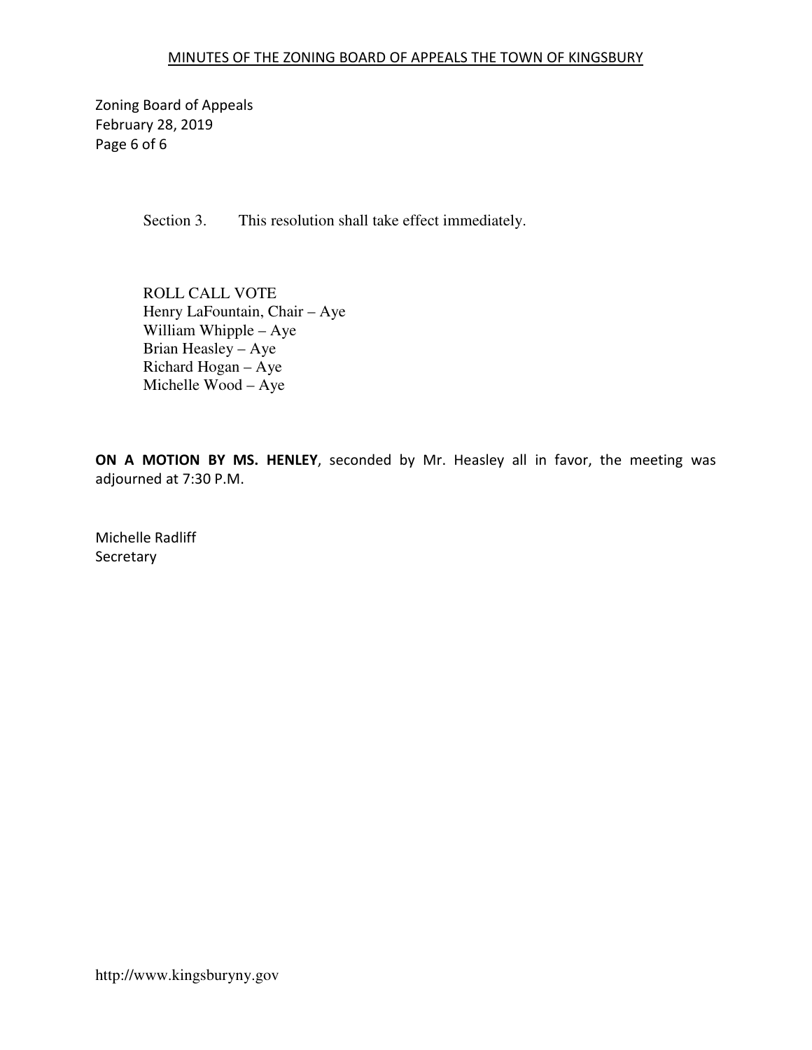Section 3. This resolution shall take effect immediately.

ROLL CALL VOTE
Henry LaFountain, Chair – Aye
William Whipple – Aye
Brian Heasley – Aye
Richard Hogan – Aye
Michelle Wood – Aye

**ON A MOTION BY MS. HENLEY**, seconded by Mr. Heasley all in favor, the meeting was adjourned at 7:30 P.M.

Michelle Radliff
Secretary